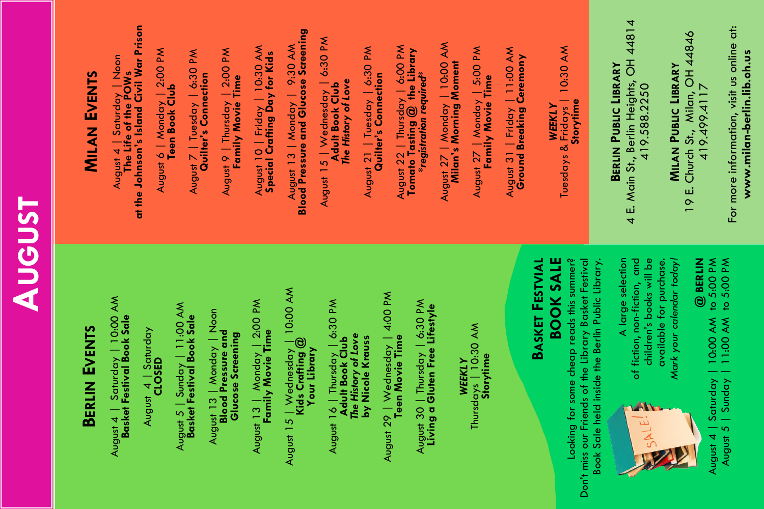# August

## Berlin Events

August 4 | Saturday | 10:00 AM
**Basket Festival Book Sale**

August 4 | Saturday
**CLOSED**

August 5 | Sunday | 11:00 AM
**Basket Festival Book Sale**

August 13 | Monday | Noon
**Blood Pressure and Glucose Screening**

August 13 | Monday | 2:00 PM
**Family Movie Time**

August 15 | Wednesday | 10:00 AM
**Kids Crafting @ Your Library**

August 16 | Thursday | 6:30 PM
**Adult Book Club**
***The History of Love* by Nicole Krauss**

August 29 | Wednesday | 4:00 PM
**Teen Movie Time**

August 30 | Thursday | 6:30 PM
**Living a Gluten Free Lifestyle**

***WEEKLY***
Thursdays | 10:30 AM
**Storytime**

## Basket Festvial Book Sale

Looking for some cheap reads this summer? Don't miss our Friends of the Library Basket Festival Book Sale held inside the Berlin Public Library.

A large selection of fiction, non-fiction, and children's books will be available for purchase. *Mark your calendar today!*

**@ BERLIN**
August 4 | Saturday | 10:00 AM to 5:00 PM
August 5 | Sunday | 11:00 AM to 5:00 PM

## Milan Events

August 4 | Saturday | Noon
**The Life of the POWs at the Johnson's Island Civil War Prison**

August 6 | Monday | 2:00 PM
**Teen Book Club**

August 7 | Tuesday | 6:30 PM
**Quilter's Connection**

August 9 | Thursday | 2:00 PM
**Family Movie Time**

August 10 | Friday | 10:30 AM
**Special Crafting Day for Kids**

August 13 | Monday | 9:30 AM
**Blood Pressure and Glucose Screening**

August 15 | Wednesday | 6:30 PM
**Adult Book Club**
***The History of Love***

August 21 | Tuesday | 6:30 PM
**Quilter's Connection**

August 22 | Thursday | 6:00 PM
**Tomato Tasting @ the Library**
***registration required***

August 27 | Monday | 10:00 AM
**Milan's Morning Moment**

August 27 | Monday | 5:00 PM
**Family Movie Time**

August 31 | Friday | 11:00 AM
**Ground Breaking Ceremony**

***WEEKLY***
Tuesdays & Fridays | 10:30 AM
**Storytime**

**Berlin Public Library**
4 E. Main St., Berlin Heights, OH 44814
419.588.2250

**Milan Public Library**
19 E. Church St., Milan, OH 44846
419.499.4117

For more information, visit us online at:
**www.milan-berlin.lib.oh.us**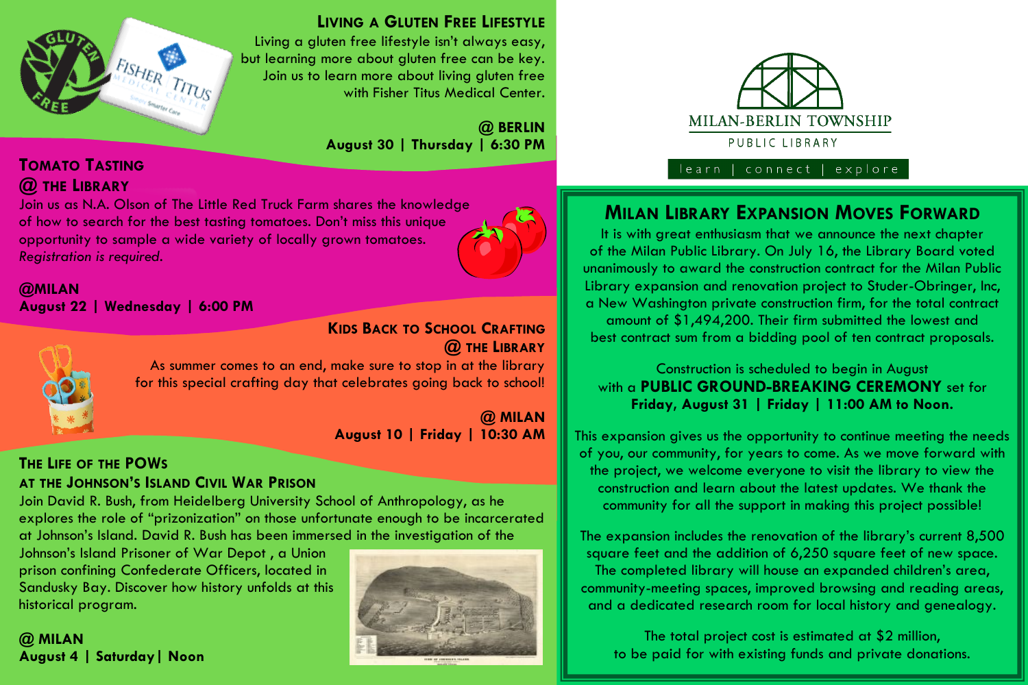## Living a Gluten Free Lifestyle

Living a gluten free lifestyle isn't always easy, but learning more about gluten free can be key. Join us to learn more about living gluten free with Fisher Titus Medical Center.

**@ BERLIN**
**August 30 | Thursday | 6:30 PM**

## Tomato Tasting @ the Library

Join us as N.A. Olson of The Little Red Truck Farm shares the knowledge of how to search for the best tasting tomatoes. Don't miss this unique opportunity to sample a wide variety of locally grown tomatoes. *Registration is required.*

**@MILAN**
**August 22 | Wednesday | 6:00 PM**

## Kids Back to School Crafting @ the Library

As summer comes to an end, make sure to stop in at the library for this special crafting day that celebrates going back to school!

**@ MILAN**
**August 10 | Friday | 10:30 AM**

## The Life of the POWs at the Johnson's Island Civil War Prison

Join David R. Bush, from Heidelberg University School of Anthropology, as he explores the role of "prizonization" on those unfortunate enough to be incarcerated at Johnson's Island. David R. Bush has been immersed in the investigation of the Johnson's Island Prisoner of War Depot , a Union prison confining Confederate Officers, located in Sandusky Bay. Discover how history unfolds at this historical program.

**@ MILAN**
**August 4 | Saturday| Noon**

MILAN-BERLIN TOWNSHIP
PUBLIC LIBRARY
learn | connect | explore

## Milan Library Expansion Moves Forward

It is with great enthusiasm that we announce the next chapter of the Milan Public Library. On July 16, the Library Board voted unanimously to award the construction contract for the Milan Public Library expansion and renovation project to Studer-Obringer, Inc, a New Washington private construction firm, for the total contract amount of $1,494,200. Their firm submitted the lowest and best contract sum from a bidding pool of ten contract proposals.

Construction is scheduled to begin in August with a **PUBLIC GROUND-BREAKING CEREMONY** set for **Friday, August 31 | Friday | 11:00 AM to Noon.**

This expansion gives us the opportunity to continue meeting the needs of you, our community, for years to come. As we move forward with the project, we welcome everyone to visit the library to view the construction and learn about the latest updates. We thank the community for all the support in making this project possible!

The expansion includes the renovation of the library's current 8,500 square feet and the addition of 6,250 square feet of new space. The completed library will house an expanded children's area, community-meeting spaces, improved browsing and reading areas, and a dedicated research room for local history and genealogy.

The total project cost is estimated at $2 million, to be paid for with existing funds and private donations.